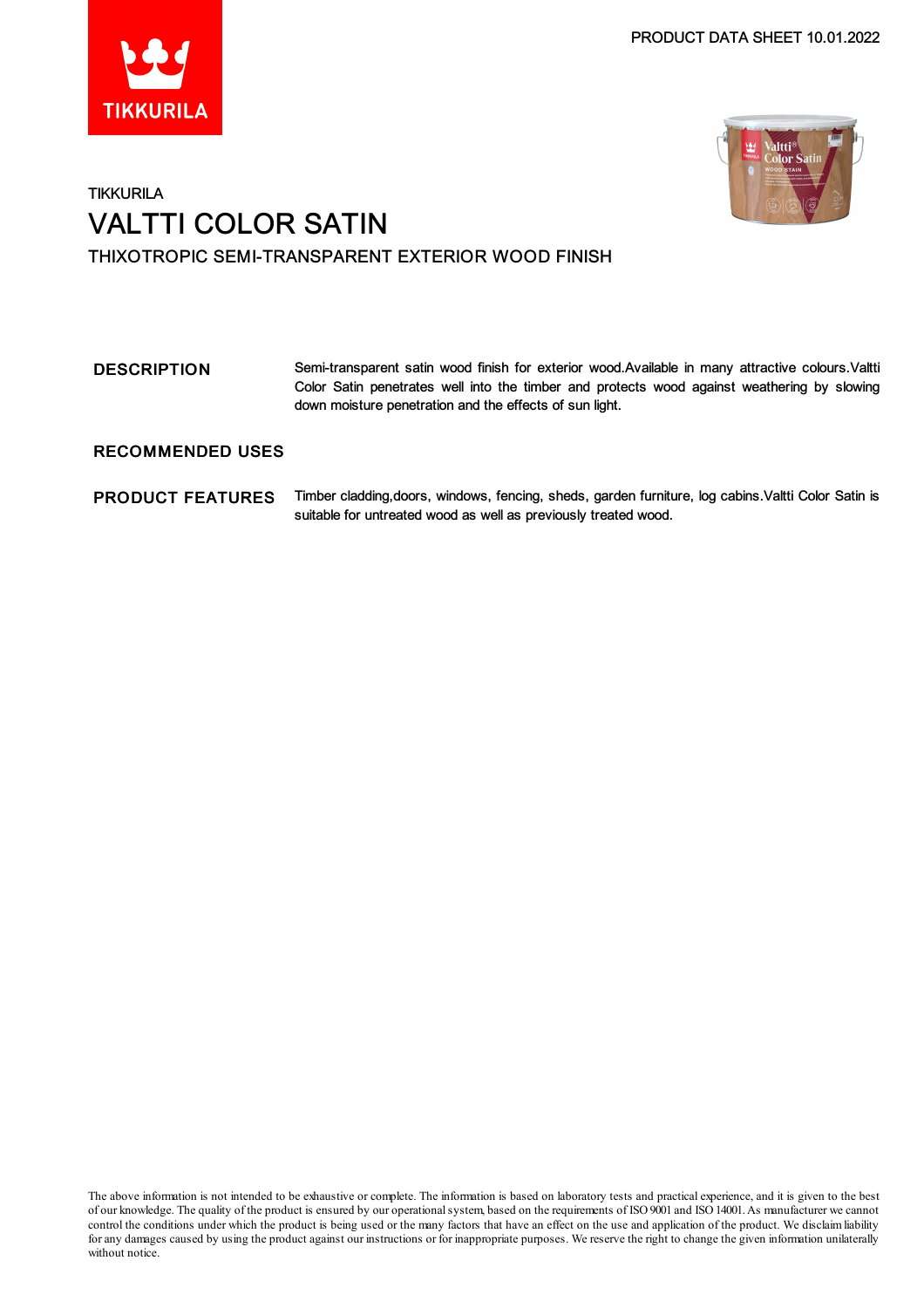PRODUCT DATA SHEET 10.01.2022

TIKKURILA

# VALTTI COLOR SATIN

## THIXOTROPIC SEMI-TRANSPARENT EXTERIOR WOOD FINISH

**DESCRIPTION**

Semi-transparent satin wood finish for exterior wood.Available in many attractive colours.Valtti Color Satin penetrates well into the timber and protects wood against weathering by slowing down moisture penetration and the effects of sun light.

**RECOMMENDED USES**

**PRODUCT FEATURES**

Timber cladding,doors, windows, fencing, sheds, garden furniture, log cabins.Valtti Color Satin is suitable for untreated wood as well as previously treated wood.

The above information is not intended to be exhaustive or complete. The information is based on laboratory tests and practical experience, and it is given to the best of our knowledge. The quality of the product is ensured by our operational system, based on the requirements of ISO 9001 and ISO 14001. As manufacturer we cannot control the conditions under which the product is being used or the many factors that have an effect on the use and application of the product. We disclaim liability for any damages caused by using the product against our instructions or for inappropriate purposes. We reserve the right to change the given information unilaterally without notice.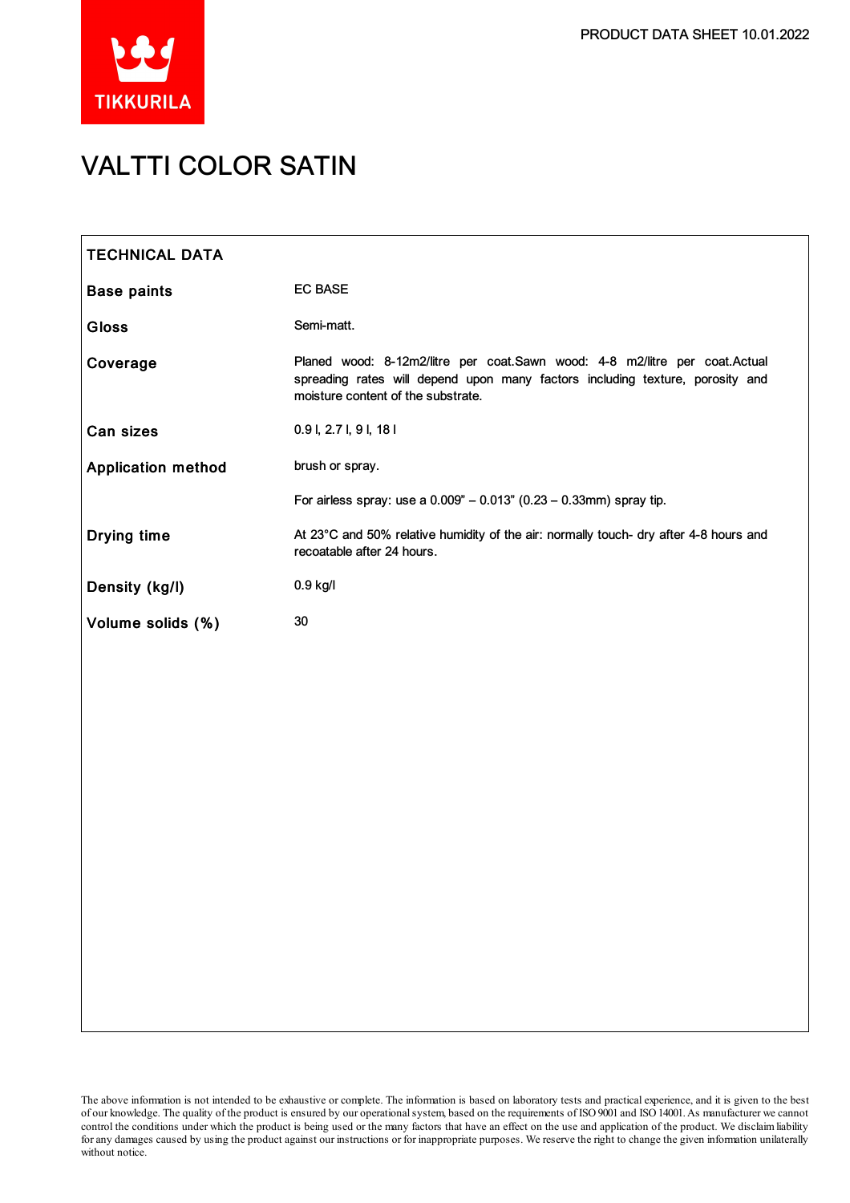# VALTTI COLOR SATIN

## TECHNICAL DATA

| | |
|---|---|
| **Base paints** | EC BASE |
| **Gloss** | Semi-matt. |
| **Coverage** | Planed wood: 8-12m2/litre per coat.Sawn wood: 4-8 m2/litre per coat.Actual spreading rates will depend upon many factors including texture, porosity and moisture content of the substrate. |
| **Can sizes** | 0.9 l, 2.7 l, 9 l, 18 l |
| **Application method** | brush or spray.<br><br>For airless spray: use a 0.009" – 0.013" (0.23 – 0.33mm) spray tip. |
| **Drying time** | At 23°C and 50% relative humidity of the air: normally touch- dry after 4-8 hours and recoatable after 24 hours. |
| **Density (kg/l)** | 0.9 kg/l |
| **Volume solids (%)** | 30 |

The above information is not intended to be exhaustive or complete. The information is based on laboratory tests and practical experience, and it is given to the best of our knowledge. The quality of the product is ensured by our operational system, based on the requirements of ISO 9001 and ISO 14001. As manufacturer we cannot control the conditions under which the product is being used or the many factors that have an effect on the use and application of the product. We disclaim liability for any damages caused by using the product against our instructions or for inappropriate purposes. We reserve the right to change the given information unilaterally without notice.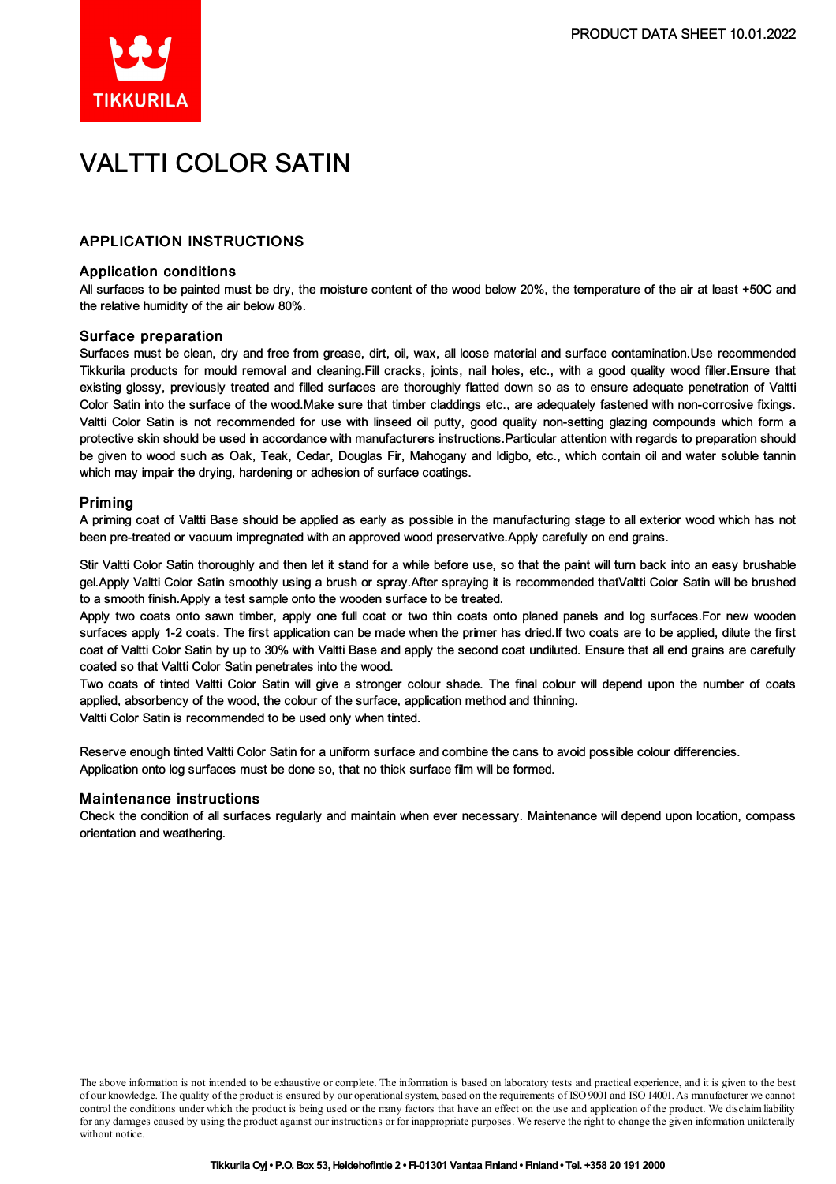# VALTTI COLOR SATIN

## APPLICATION INSTRUCTIONS

### Application conditions

All surfaces to be painted must be dry, the moisture content of the wood below 20%, the temperature of the air at least +50C and the relative humidity of the air below 80%.

### Surface preparation

Surfaces must be clean, dry and free from grease, dirt, oil, wax, all loose material and surface contamination.Use recommended Tikkurila products for mould removal and cleaning.Fill cracks, joints, nail holes, etc., with a good quality wood filler.Ensure that existing glossy, previously treated and filled surfaces are thoroughly flatted down so as to ensure adequate penetration of Valtti Color Satin into the surface of the wood.Make sure that timber claddings etc., are adequately fastened with non-corrosive fixings. Valtti Color Satin is not recommended for use with linseed oil putty, good quality non-setting glazing compounds which form a protective skin should be used in accordance with manufacturers instructions.Particular attention with regards to preparation should be given to wood such as Oak, Teak, Cedar, Douglas Fir, Mahogany and Idigbo, etc., which contain oil and water soluble tannin which may impair the drying, hardening or adhesion of surface coatings.

### Priming

A priming coat of Valtti Base should be applied as early as possible in the manufacturing stage to all exterior wood which has not been pre-treated or vacuum impregnated with an approved wood preservative.Apply carefully on end grains.

Stir Valtti Color Satin thoroughly and then let it stand for a while before use, so that the paint will turn back into an easy brushable gel.Apply Valtti Color Satin smoothly using a brush or spray.After spraying it is recommended thatValtti Color Satin will be brushed to a smooth finish.Apply a test sample onto the wooden surface to be treated.
Apply two coats onto sawn timber, apply one full coat or two thin coats onto planed panels and log surfaces.For new wooden surfaces apply 1-2 coats. The first application can be made when the primer has dried.If two coats are to be applied, dilute the first coat of Valtti Color Satin by up to 30% with Valtti Base and apply the second coat undiluted. Ensure that all end grains are carefully coated so that Valtti Color Satin penetrates into the wood.
Two coats of tinted Valtti Color Satin will give a stronger colour shade. The final colour will depend upon the number of coats applied, absorbency of the wood, the colour of the surface, application method and thinning.
Valtti Color Satin is recommended to be used only when tinted.

Reserve enough tinted Valtti Color Satin for a uniform surface and combine the cans to avoid possible colour differencies.
Application onto log surfaces must be done so, that no thick surface film will be formed.

### Maintenance instructions

Check the condition of all surfaces regularly and maintain when ever necessary. Maintenance will depend upon location, compass orientation and weathering.

The above information is not intended to be exhaustive or complete. The information is based on laboratory tests and practical experience, and it is given to the best of our knowledge. The quality of the product is ensured by our operational system, based on the requirements of ISO 9001 and ISO 14001. As manufacturer we cannot control the conditions under which the product is being used or the many factors that have an effect on the use and application of the product. We disclaim liability for any damages caused by using the product against our instructions or for inappropriate purposes. We reserve the right to change the given information unilaterally without notice.

**Tikkurila Oyj • P.O. Box 53, Heidehofintie 2 • FI-01301 Vantaa Finland • Finland • Tel. +358 20 191 2000**